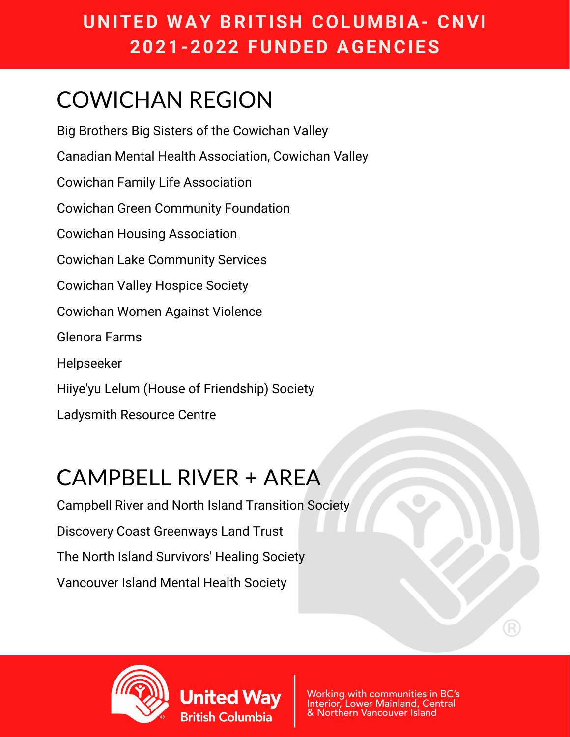# UNITED WAY BRITISH COLUMBIA- CNVI 2021-2022 FUNDED AGENCIES

## COWICHAN REGION

Big Brothers Big Sisters of the Cowichan Valley

Canadian Mental Health Association, Cowichan Valley

Cowichan Family Life Association

Cowichan Green Community Foundation

Cowichan Housing Association

Cowichan Lake Community Services

Cowichan Valley Hospice Society

Cowichan Women Against Violence

Glenora Farms

Helpseeker

Hiiye'yu Lelum (House of Friendship) Society

Ladysmith Resource Centre

## CAMPBELL RIVER + AREA

Campbell River and North Island Transition Society

Discovery Coast Greenways Land Trust

The North Island Survivors' Healing Society

Vancouver Island Mental Health Society

United Way British Columbia | Working with communities in BC's Interior, Lower Mainland, Central & Northern Vancouver Island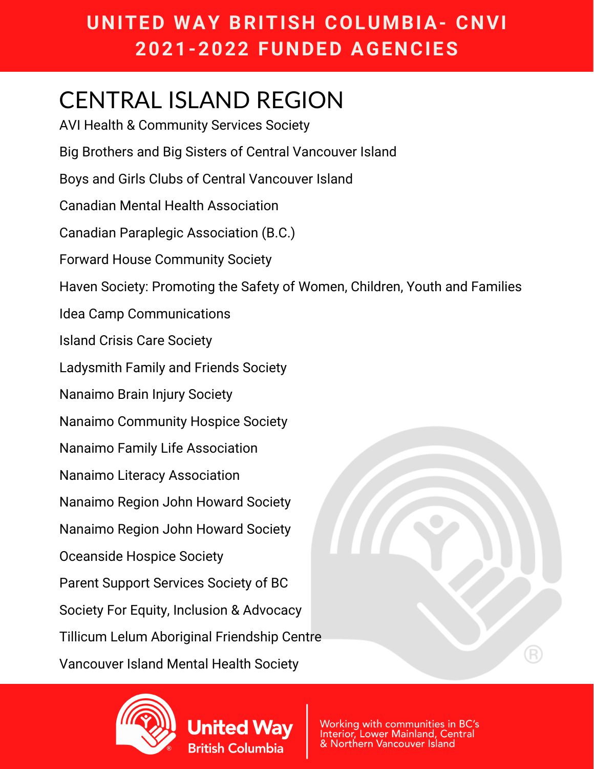# UNITED WAY BRITISH COLUMBIA- CNVI 2021-2022 FUNDED AGENCIES

## CENTRAL ISLAND REGION

AVI Health & Community Services Society

Big Brothers and Big Sisters of Central Vancouver Island

Boys and Girls Clubs of Central Vancouver Island

Canadian Mental Health Association

Canadian Paraplegic Association (B.C.)

Forward House Community Society

Haven Society: Promoting the Safety of Women, Children, Youth and Families

Idea Camp Communications

Island Crisis Care Society

Ladysmith Family and Friends Society

Nanaimo Brain Injury Society

Nanaimo Community Hospice Society

Nanaimo Family Life Association

Nanaimo Literacy Association

Nanaimo Region John Howard Society

Nanaimo Region John Howard Society

Oceanside Hospice Society

Parent Support Services Society of BC

Society For Equity, Inclusion & Advocacy

Tillicum Lelum Aboriginal Friendship Centre

Vancouver Island Mental Health Society

United Way British Columbia

Working with communities in BC's Interior, Lower Mainland, Central & Northern Vancouver Island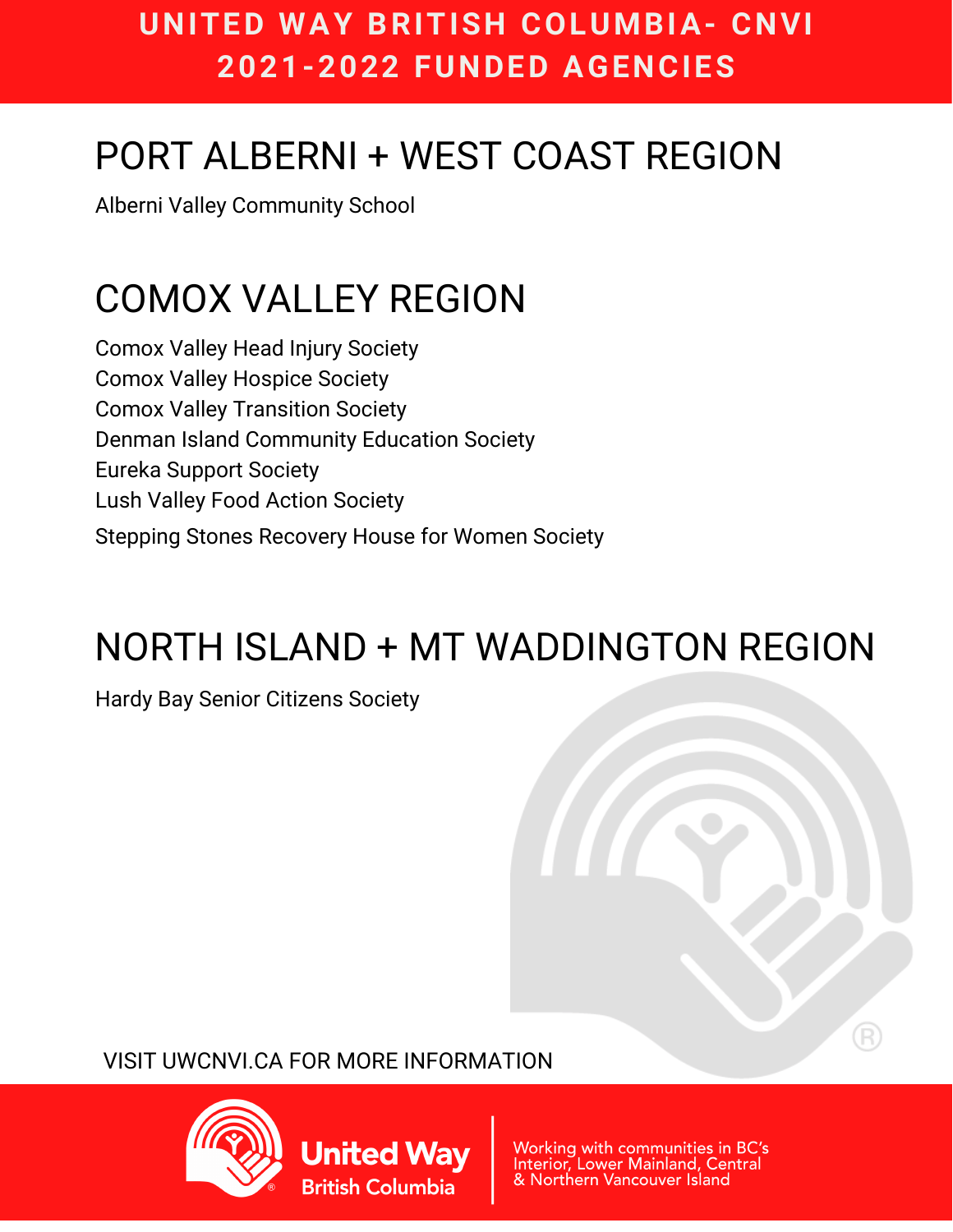# UNITED WAY BRITISH COLUMBIA- CNVI 2021-2022 FUNDED AGENCIES

## PORT ALBERNI + WEST COAST REGION

Alberni Valley Community School

## COMOX VALLEY REGION

Comox Valley Head Injury Society
Comox Valley Hospice Society
Comox Valley Transition Society
Denman Island Community Education Society
Eureka Support Society
Lush Valley Food Action Society
Stepping Stones Recovery House for Women Society

## NORTH ISLAND + MT WADDINGTON REGION

Hardy Bay Senior Citizens Society

VISIT UWCNVI.CA FOR MORE INFORMATION

United Way British Columbia

Working with communities in BC's Interior, Lower Mainland, Central & Northern Vancouver Island